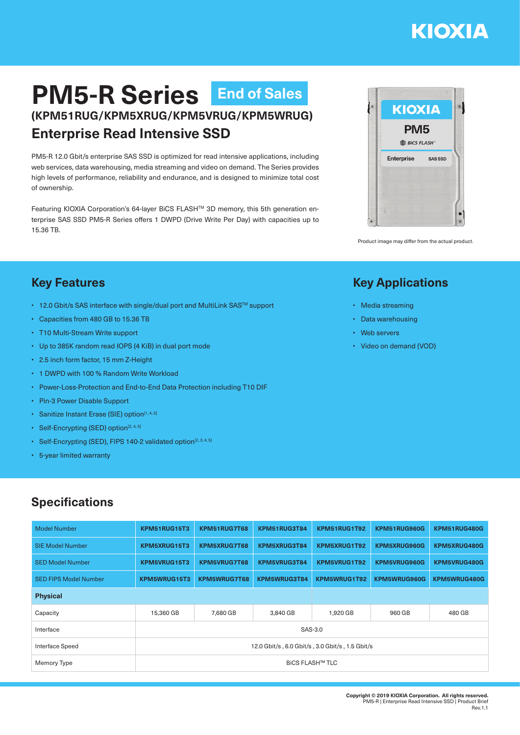# PM5-R Series End of Sales

## (KPM51RUG/KPM5XRUG/KPM5VRUG/KPM5WRUG)

## Enterprise Read Intensive SSD

PM5-R 12.0 Gbit/s enterprise SAS SSD is optimized for read intensive applications, including web services, data warehousing, media streaming and video on demand. The Series provides high levels of performance, reliability and endurance, and is designed to minimize total cost of ownership.

Featuring KIOXIA Corporation's 64-layer BiCS FLASH™ 3D memory, this 5th generation enterprise SAS SSD PM5-R Series offers 1 DWPD (Drive Write Per Day) with capacities up to 15.36 TB.

Product image may differ from the actual product.

## Key Features

- 12.0 Gbit/s SAS interface with single/dual port and MultiLink SAS™ support
- Capacities from 480 GB to 15.36 TB
- T10 Multi-Stream Write support
- Up to 385K random read IOPS (4 KiB) in dual port mode
- 2.5 inch form factor, 15 mm Z-Height
- 1 DWPD with 100 % Random Write Workload
- Power-Loss-Protection and End-to-End Data Protection including T10 DIF
- Pin-3 Power Disable Support
- Sanitize Instant Erase (SIE) option[1, 4, 5]
- Self-Encrypting (SED) option[2, 4, 5]
- Self-Encrypting (SED), FIPS 140-2 validated option[2, 3, 4, 5]
- 5-year limited warranty

## Key Applications

- Media streaming
- Data warehousing
- Web servers
- Video on demand (VOD)

## Specifications

| Model Number | KPM51RUG15T3 | KPM51RUG7T68 | KPM51RUG3T84 | KPM51RUG1T92 | KPM51RUG960G | KPM51RUG480G |
|---|---|---|---|---|---|---|
| SIE Model Number | KPM5XRUG15T3 | KPM5XRUG7T68 | KPM5XRUG3T84 | KPM5XRUG1T92 | KPM5XRUG960G | KPM5XRUG480G |
| SED Model Number | KPM5VRUG15T3 | KPM5VRUG7T68 | KPM5VRUG3T84 | KPM5VRUG1T92 | KPM5VRUG960G | KPM5VRUG480G |
| SED FIPS Model Number | KPM5WRUG15T3 | KPM5WRUG7T68 | KPM5WRUG3T84 | KPM5WRUG1T92 | KPM5WRUG960G | KPM5WRUG480G |
| **Physical** | | | | | | |
| Capacity | 15,360 GB | 7,680 GB | 3,840 GB | 1,920 GB | 960 GB | 480 GB |
| Interface | SAS-3.0 | | | | | |
| Interface Speed | 12.0 Gbit/s , 6.0 Gbit/s , 3.0 Gbit/s , 1.5 Gbit/s | | | | | |
| Memory Type | BiCS FLASH™ TLC | | | | | |

**Copyright © 2019 KIOXIA Corporation. All rights reserved.**
PM5-R | Enterprise Read Intensive SSD | Product Brief
Rev.1.1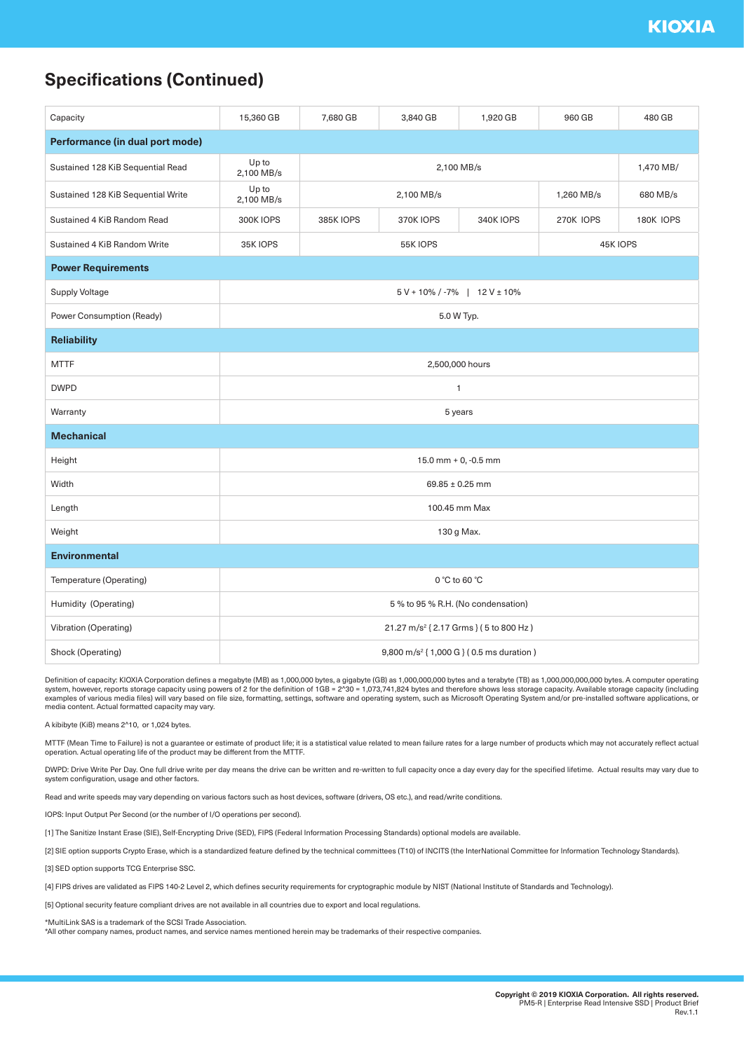## Specifications (Continued)

| Capacity | 15,360 GB | 7,680 GB | 3,840 GB | 1,920 GB | 960 GB | 480 GB |
|---|---|---|---|---|---|---|
| **Performance (in dual port mode)** | | | | | | |
| Sustained 128 KiB Sequential Read | Up to 2,100 MB/s | 2,100 MB/s | | | | 1,470 MB/ |
| Sustained 128 KiB Sequential Write | Up to 2,100 MB/s | 2,100 MB/s | | | 1,260 MB/s | 680 MB/s |
| Sustained 4 KiB Random Read | 300K IOPS | 385K IOPS | 370K IOPS | 340K IOPS | 270K IOPS | 180K IOPS |
| Sustained 4 KiB Random Write | 35K IOPS | 55K IOPS | | | 45K IOPS | |
| **Power Requirements** | | | | | | |
| Supply Voltage | 5 V + 10% / -7% \| 12 V ± 10% | | | | | |
| Power Consumption (Ready) | 5.0 W Typ. | | | | | |
| **Reliability** | | | | | | |
| MTTF | 2,500,000 hours | | | | | |
| DWPD | 1 | | | | | |
| Warranty | 5 years | | | | | |
| **Mechanical** | | | | | | |
| Height | 15.0 mm + 0, -0.5 mm | | | | | |
| Width | 69.85 ± 0.25 mm | | | | | |
| Length | 100.45 mm Max | | | | | |
| Weight | 130 g Max. | | | | | |
| **Environmental** | | | | | | |
| Temperature (Operating) | 0 °C to 60 °C | | | | | |
| Humidity (Operating) | 5 % to 95 % R.H. (No condensation) | | | | | |
| Vibration (Operating) | 21.27 $m/s^2$ { 2.17 Grms } ( 5 to 800 Hz ) | | | | | |
| Shock (Operating) | 9,800 $m/s^2$ { 1,000 G } ( 0.5 ms duration ) | | | | | |

Definition of capacity: KIOXIA Corporation defines a megabyte (MB) as 1,000,000 bytes, a gigabyte (GB) as 1,000,000,000 bytes and a terabyte (TB) as 1,000,000,000,000 bytes. A computer operating system, however, reports storage capacity using powers of 2 for the definition of 1GB = 2^30 = 1,073,741,824 bytes and therefore shows less storage capacity. Available storage capacity (including examples of various media files) will vary based on file size, formatting, settings, software and operating system, such as Microsoft Operating System and/or pre-installed software applications, or media content. Actual formatted capacity may vary.

A kibibyte (KiB) means 2^10, or 1,024 bytes.

MTTF (Mean Time to Failure) is not a guarantee or estimate of product life; it is a statistical value related to mean failure rates for a large number of products which may not accurately reflect actual operation. Actual operating life of the product may be different from the MTTF.

DWPD: Drive Write Per Day. One full drive write per day means the drive can be written and re-written to full capacity once a day every day for the specified lifetime. Actual results may vary due to system configuration, usage and other factors.

Read and write speeds may vary depending on various factors such as host devices, software (drivers, OS etc.), and read/write conditions.

IOPS: Input Output Per Second (or the number of I/O operations per second).

[1] The Sanitize Instant Erase (SIE), Self-Encrypting Drive (SED), FIPS (Federal Information Processing Standards) optional models are available.

[2] SIE option supports Crypto Erase, which is a standardized feature defined by the technical committees (T10) of INCITS (the InterNational Committee for Information Technology Standards).

[3] SED option supports TCG Enterprise SSC.

[4] FIPS drives are validated as FIPS 140-2 Level 2, which defines security requirements for cryptographic module by NIST (National Institute of Standards and Technology).

[5] Optional security feature compliant drives are not available in all countries due to export and local regulations.

*MultiLink SAS is a trademark of the SCSI Trade Association.
*All other company names, product names, and service names mentioned herein may be trademarks of their respective companies.

**Copyright © 2019 KIOXIA Corporation. All rights reserved.**
PM5-R | Enterprise Read Intensive SSD | Product Brief
Rev.1.1